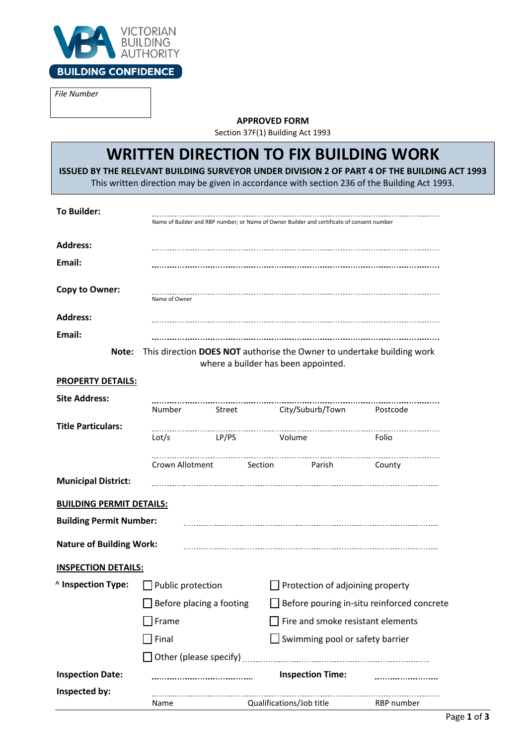VICTORIAN BUILDING AUTHORITY

BUILDING CONFIDENCE

*File Number*

**APPROVED FORM**

Section 37F(1) Building Act 1993

# WRITTEN DIRECTION TO FIX BUILDING WORK

**ISSUED BY THE RELEVANT BUILDING SURVEYOR UNDER DIVISION 2 OF PART 4 OF THE BUILDING ACT 1993**

This written direction may be given in accordance with section 236 of the Building Act 1993.

**To Builder:** ..............................................................................................
Name of Builder and RBP number; or Name of Owner Builder and certificate of consent number

**Address:** ..............................................................................................

**Email:** ..............................................................................................

**Copy to Owner:** ..............................................................................................
Name of Owner

**Address:** ..............................................................................................

**Email:** ..............................................................................................

**Note:** This direction **DOES NOT** authorise the Owner to undertake building work where a builder has been appointed.

**PROPERTY DETAILS:**

**Site Address:** ..............................................................................................
Number Street City/Suburb/Town Postcode

**Title Particulars:** ..............................................................................................
Lot/s LP/PS Volume Folio

..............................................................................................
Crown Allotment Section Parish County

**Municipal District:** ..............................................................................................

**BUILDING PERMIT DETAILS:**

**Building Permit Number:** ..............................................................................................

**Nature of Building Work:** ..............................................................................................

**INSPECTION DETAILS:**

**^ Inspection Type:**

- ☐ Public protection
- ☐ Protection of adjoining property
- ☐ Before placing a footing
- ☐ Before pouring in-situ reinforced concrete
- ☐ Frame
- ☐ Fire and smoke resistant elements
- ☐ Final
- ☐ Swimming pool or safety barrier
- ☐ Other (please specify) ..............................................................................................

**Inspection Date:** .............................................. **Inspection Time:** ..............................

**Inspected by:** ..............................................................................................
Name Qualifications/Job title RBP number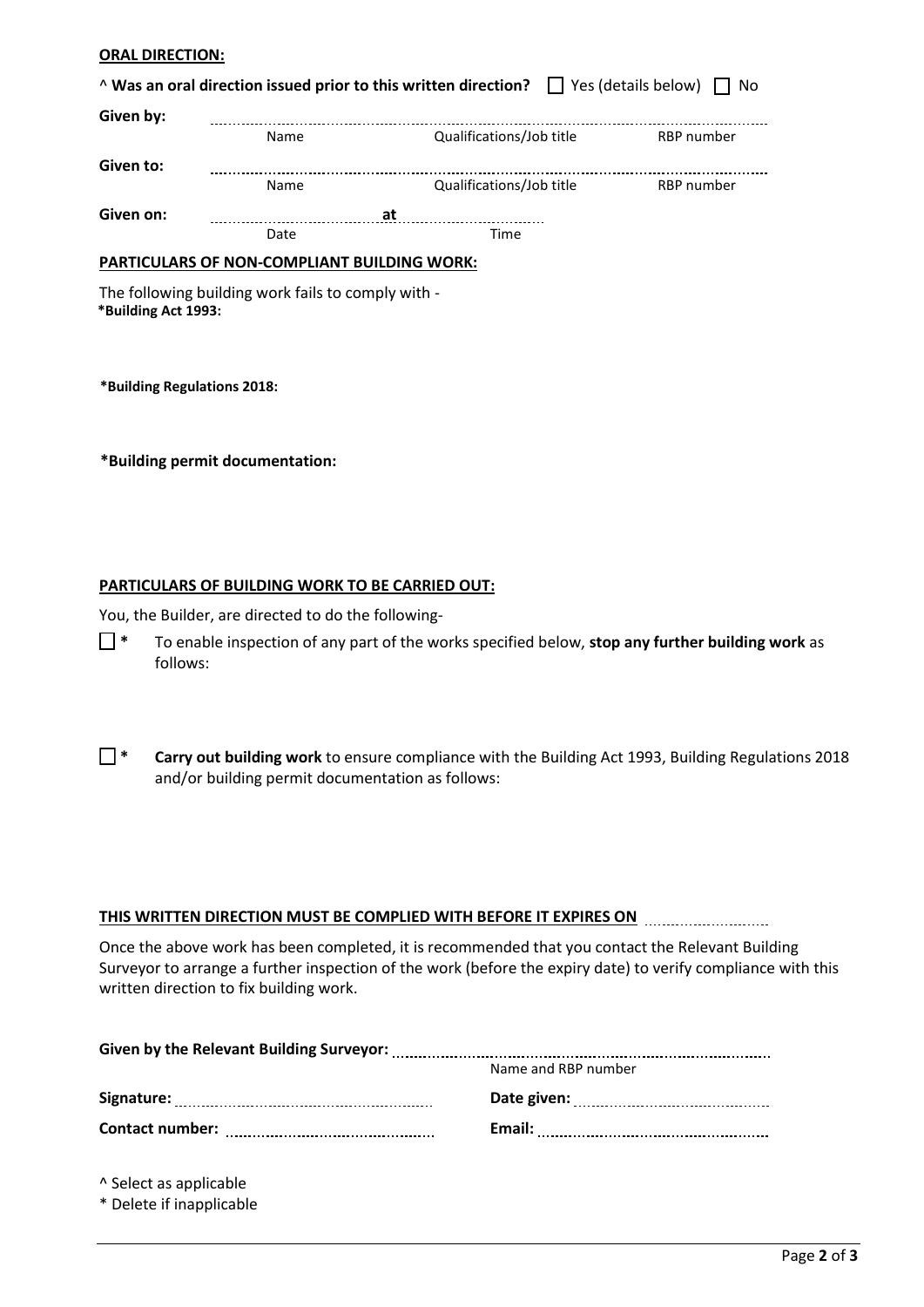**ORAL DIRECTION:**

^ **Was an oral direction issued prior to this written direction?** ☐ Yes (details below) ☐ No

**Given by:** ................................................................................................

Name | Qualifications/Job title | RBP number

**Given to:** ................................................................................................

Name | Qualifications/Job title | RBP number

**Given on:** .............................. **at** ..............................

Date | Time

**PARTICULARS OF NON-COMPLIANT BUILDING WORK:**

The following building work fails to comply with -

**\*Building Act 1993:**

**\*Building Regulations 2018:**

**\*Building permit documentation:**

**PARTICULARS OF BUILDING WORK TO BE CARRIED OUT:**

You, the Builder, are directed to do the following-

☐ * To enable inspection of any part of the works specified below, **stop any further building work** as follows:

☐ * **Carry out building work** to ensure compliance with the Building Act 1993, Building Regulations 2018 and/or building permit documentation as follows:

**THIS WRITTEN DIRECTION MUST BE COMPLIED WITH BEFORE IT EXPIRES ON** ..............................

Once the above work has been completed, it is recommended that you contact the Relevant Building Surveyor to arrange a further inspection of the work (before the expiry date) to verify compliance with this written direction to fix building work.

**Given by the Relevant Building Surveyor:** ................................................................................................

Name and RBP number

**Signature:** ................................................ **Date given:** ................................................

**Contact number:** ................................................ **Email:** ................................................

^ Select as applicable

\* Delete if inapplicable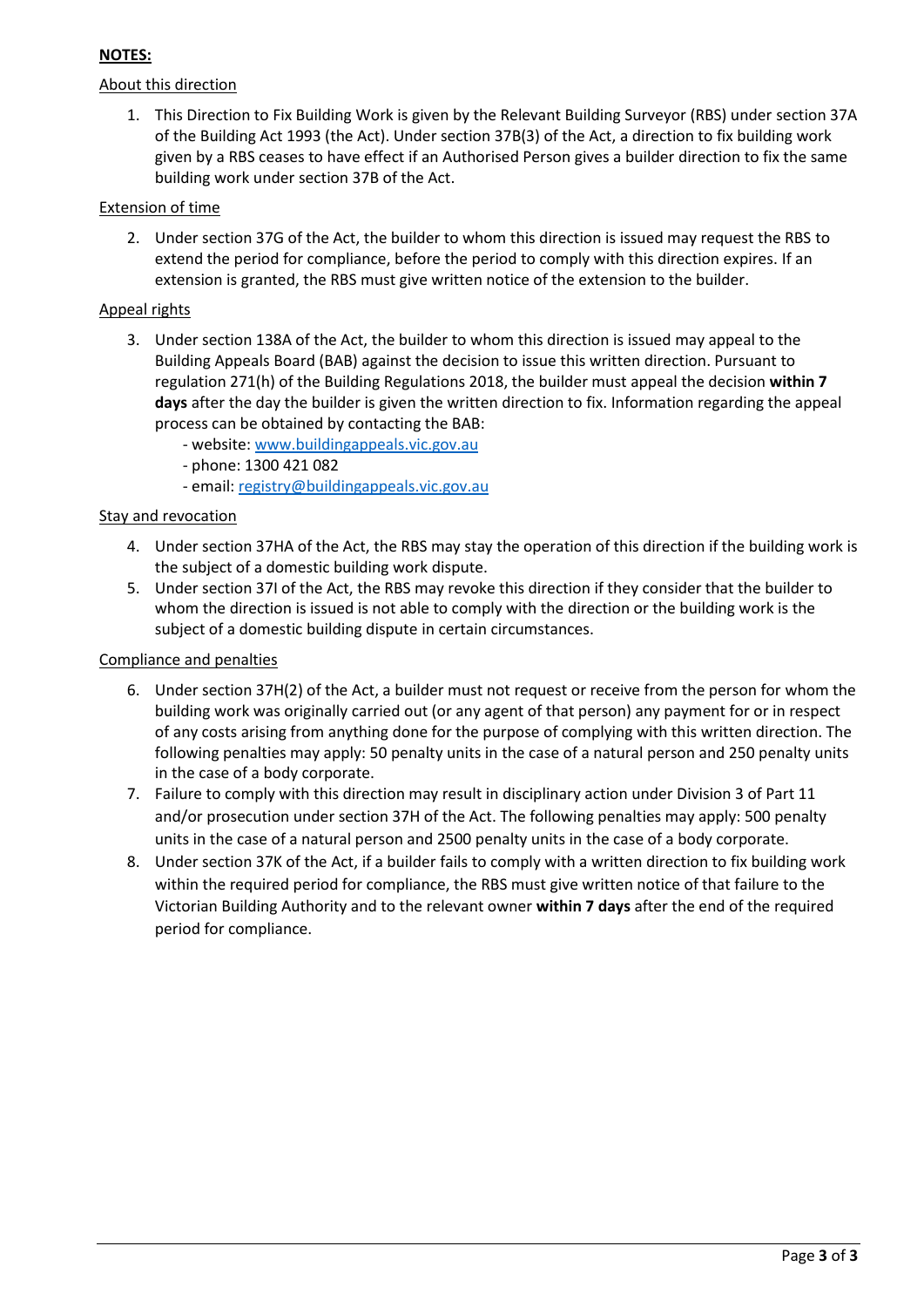**NOTES:**

About this direction

1. This Direction to Fix Building Work is given by the Relevant Building Surveyor (RBS) under section 37A of the Building Act 1993 (the Act). Under section 37B(3) of the Act, a direction to fix building work given by a RBS ceases to have effect if an Authorised Person gives a builder direction to fix the same building work under section 37B of the Act.

Extension of time

2. Under section 37G of the Act, the builder to whom this direction is issued may request the RBS to extend the period for compliance, before the period to comply with this direction expires. If an extension is granted, the RBS must give written notice of the extension to the builder.

Appeal rights

3. Under section 138A of the Act, the builder to whom this direction is issued may appeal to the Building Appeals Board (BAB) against the decision to issue this written direction. Pursuant to regulation 271(h) of the Building Regulations 2018, the builder must appeal the decision **within 7 days** after the day the builder is given the written direction to fix. Information regarding the appeal process can be obtained by contacting the BAB:
   - website: www.buildingappeals.vic.gov.au
   - phone: 1300 421 082
   - email: registry@buildingappeals.vic.gov.au

Stay and revocation

4. Under section 37HA of the Act, the RBS may stay the operation of this direction if the building work is the subject of a domestic building work dispute.
5. Under section 37I of the Act, the RBS may revoke this direction if they consider that the builder to whom the direction is issued is not able to comply with the direction or the building work is the subject of a domestic building dispute in certain circumstances.

Compliance and penalties

6. Under section 37H(2) of the Act, a builder must not request or receive from the person for whom the building work was originally carried out (or any agent of that person) any payment for or in respect of any costs arising from anything done for the purpose of complying with this written direction. The following penalties may apply: 50 penalty units in the case of a natural person and 250 penalty units in the case of a body corporate.
7. Failure to comply with this direction may result in disciplinary action under Division 3 of Part 11 and/or prosecution under section 37H of the Act. The following penalties may apply: 500 penalty units in the case of a natural person and 2500 penalty units in the case of a body corporate.
8. Under section 37K of the Act, if a builder fails to comply with a written direction to fix building work within the required period for compliance, the RBS must give written notice of that failure to the Victorian Building Authority and to the relevant owner **within 7 days** after the end of the required period for compliance.